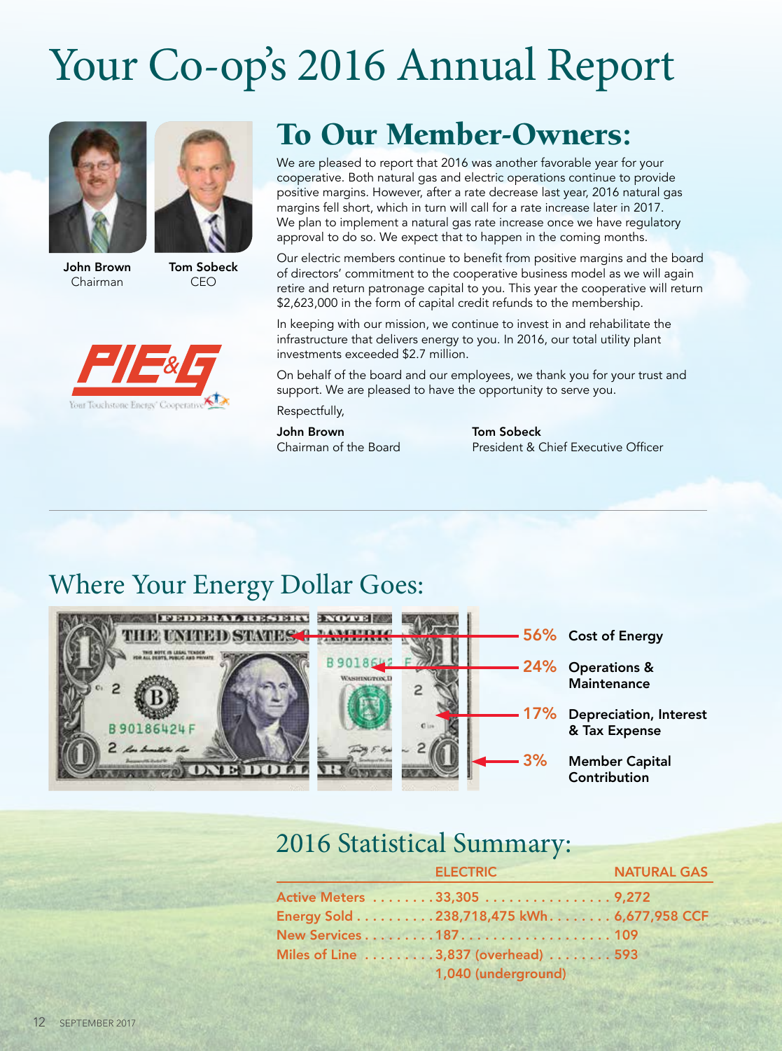# Your Co-op's 2016 Annual Report

**John Brown**
Chairman

**Tom Sobeck**
CEO

PIE&G
Your Touchstone Energy® Cooperative

## To Our Member-Owners:

We are pleased to report that 2016 was another favorable year for your cooperative. Both natural gas and electric operations continue to provide positive margins. However, after a rate decrease last year, 2016 natural gas margins fell short, which in turn will call for a rate increase later in 2017. We plan to implement a natural gas rate increase once we have regulatory approval to do so. We expect that to happen in the coming months.

Our electric members continue to benefit from positive margins and the board of directors' commitment to the cooperative business model as we will again retire and return patronage capital to you. This year the cooperative will return $2,623,000 in the form of capital credit refunds to the membership.

In keeping with our mission, we continue to invest in and rehabilitate the infrastructure that delivers energy to you. In 2016, our total utility plant investments exceeded $2.7 million.

On behalf of the board and our employees, we thank you for your trust and support. We are pleased to have the opportunity to serve you.

Respectfully,

**John Brown**
Chairman of the Board

**Tom Sobeck**
President & Chief Executive Officer

## Where Your Energy Dollar Goes:

- 56% **Cost of Energy**
- 24% **Operations & Maintenance**
- 17% **Depreciation, Interest & Tax Expense**
- 3% **Member Capital Contribution**

## 2016 Statistical Summary:

| | ELECTRIC | NATURAL GAS |
|---|---|---|
| Active Meters | 33,305 | 9,272 |
| Energy Sold | 238,718,475 kWh | 6,677,958 CCF |
| New Services | 187 | 109 |
| Miles of Line | 3,837 (overhead)<br>1,040 (underground) | 593 |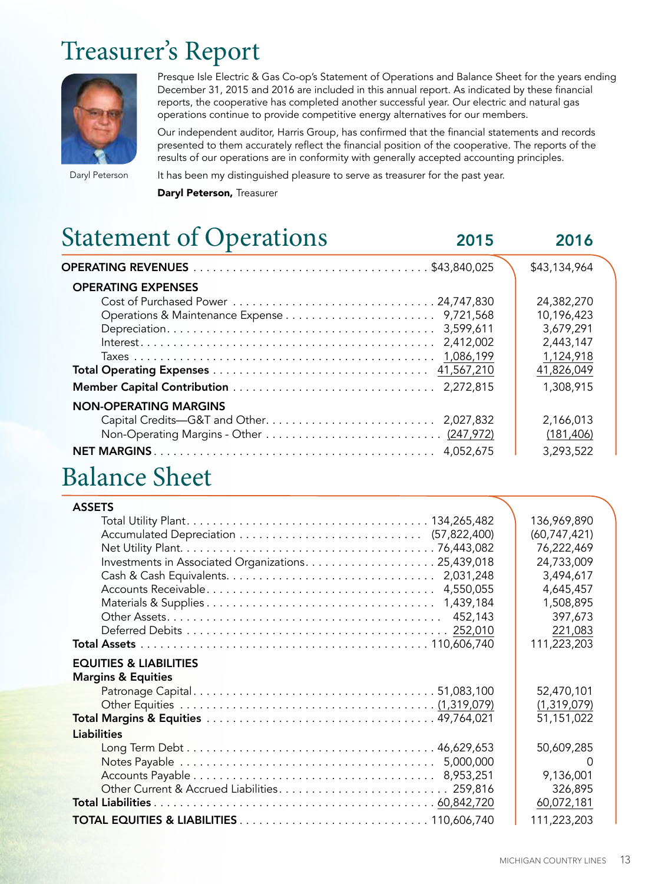# Treasurer's Report

Daryl Peterson

Presque Isle Electric & Gas Co-op's Statement of Operations and Balance Sheet for the years ending December 31, 2015 and 2016 are included in this annual report. As indicated by these financial reports, the cooperative has completed another successful year. Our electric and natural gas operations continue to provide competitive energy alternatives for our members.

Our independent auditor, Harris Group, has confirmed that the financial statements and records presented to them accurately reflect the financial position of the cooperative. The reports of the results of our operations are in conformity with generally accepted accounting principles.

It has been my distinguished pleasure to serve as treasurer for the past year.

**Daryl Peterson,** Treasurer

# Statement of Operations

| | 2015 | 2016 |
|---|---|---|
| **OPERATING REVENUES** | $43,840,025 | $43,134,964 |
| **OPERATING EXPENSES** | | |
| Cost of Purchased Power | 24,747,830 | 24,382,270 |
| Operations & Maintenance Expense | 9,721,568 | 10,196,423 |
| Depreciation | 3,599,611 | 3,679,291 |
| Interest | 2,412,002 | 2,443,147 |
| Taxes | 1,086,199 | 1,124,918 |
| **Total Operating Expenses** | 41,567,210 | 41,826,049 |
| **Member Capital Contribution** | 2,272,815 | 1,308,915 |
| **NON-OPERATING MARGINS** | | |
| Capital Credits—G&T and Other | 2,027,832 | 2,166,013 |
| Non-Operating Margins - Other | (247,972) | (181,406) |
| **NET MARGINS** | 4,052,675 | 3,293,522 |

# Balance Sheet

| | 2015 | 2016 |
|---|---|---|
| **ASSETS** | | |
| Total Utility Plant | 134,265,482 | 136,969,890 |
| Accumulated Depreciation | (57,822,400) | (60,747,421) |
| Net Utility Plant | 76,443,082 | 76,222,469 |
| Investments in Associated Organizations | 25,439,018 | 24,733,009 |
| Cash & Cash Equivalents | 2,031,248 | 3,494,617 |
| Accounts Receivable | 4,550,055 | 4,645,457 |
| Materials & Supplies | 1,439,184 | 1,508,895 |
| Other Assets | 452,143 | 397,673 |
| Deferred Debits | 252,010 | 221,083 |
| **Total Assets** | 110,606,740 | 111,223,203 |
| **EQUITIES & LIABILITIES** | | |
| **Margins & Equities** | | |
| Patronage Capital | 51,083,100 | 52,470,101 |
| Other Equities | (1,319,079) | (1,319,079) |
| **Total Margins & Equities** | 49,764,021 | 51,151,022 |
| **Liabilities** | | |
| Long Term Debt | 46,629,653 | 50,609,285 |
| Notes Payable | 5,000,000 | 0 |
| Accounts Payable | 8,953,251 | 9,136,001 |
| Other Current & Accrued Liabilities | 259,816 | 326,895 |
| **Total Liabilities** | 60,842,720 | 60,072,181 |
| **TOTAL EQUITIES & LIABILITIES** | 110,606,740 | 111,223,203 |